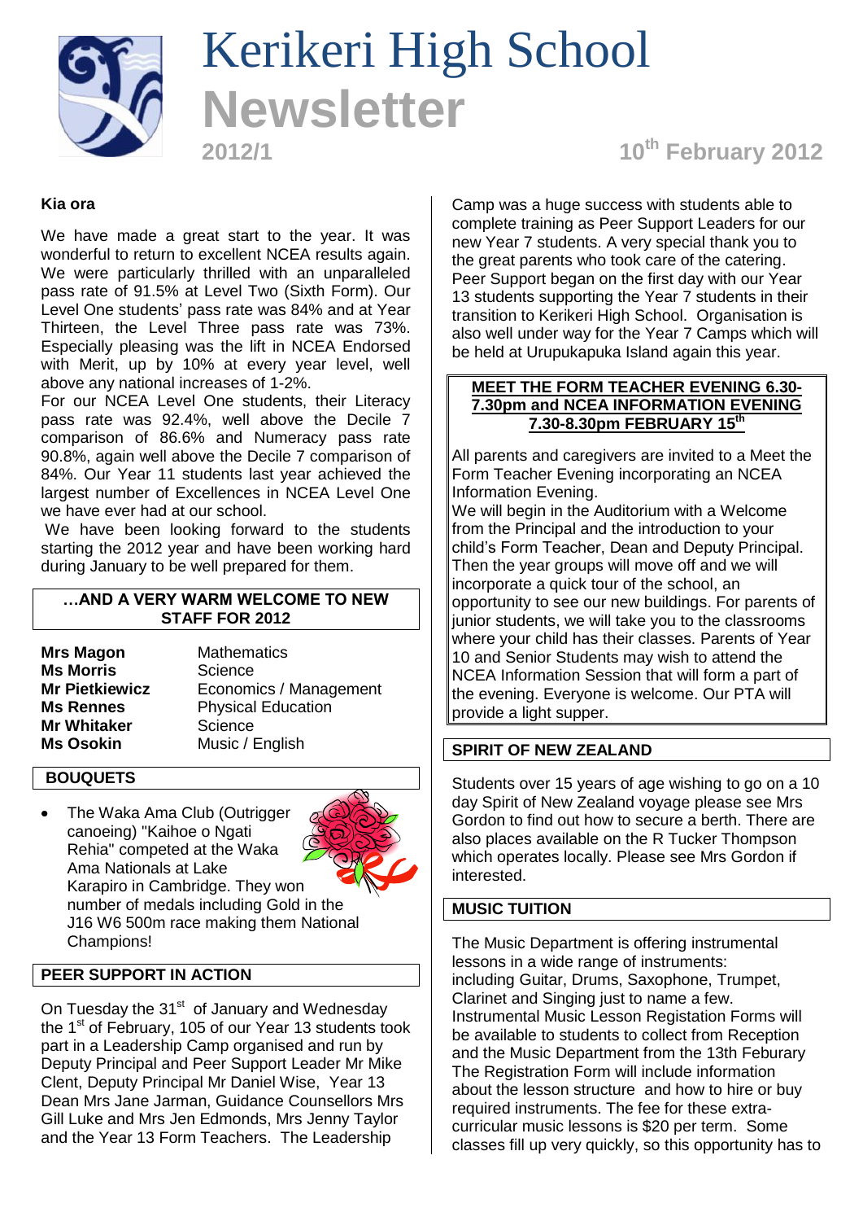# Kerikeri High School Newsletter

**2012/1**

**10th February 2012**

**Kia ora**

We have made a great start to the year. It was wonderful to return to excellent NCEA results again. We were particularly thrilled with an unparalleled pass rate of 91.5% at Level Two (Sixth Form). Our Level One students' pass rate was 84% and at Year Thirteen, the Level Three pass rate was 73%. Especially pleasing was the lift in NCEA Endorsed with Merit, up by 10% at every year level, well above any national increases of 1-2%.

For our NCEA Level One students, their Literacy pass rate was 92.4%, well above the Decile 7 comparison of 86.6% and Numeracy pass rate 90.8%, again well above the Decile 7 comparison of 84%. Our Year 11 students last year achieved the largest number of Excellences in NCEA Level One we have ever had at our school.

We have been looking forward to the students starting the 2012 year and have been working hard during January to be well prepared for them.

## …AND A VERY WARM WELCOME TO NEW STAFF FOR 2012

| | |
|---|---|
| **Mrs Magon** | Mathematics |
| **Ms Morris** | Science |
| **Mr Pietkiewicz** | Economics / Management |
| **Ms Rennes** | Physical Education |
| **Mr Whitaker** | Science |
| **Ms Osokin** | Music / English |

## BOUQUETS

- The Waka Ama Club (Outrigger canoeing) "Kaihoe o Ngati Rehia" competed at the Waka Ama Nationals at Lake Karapiro in Cambridge. They won number of medals including Gold in the J16 W6 500m race making them National Champions!

## PEER SUPPORT IN ACTION

On Tuesday the 31st of January and Wednesday the 1st of February, 105 of our Year 13 students took part in a Leadership Camp organised and run by Deputy Principal and Peer Support Leader Mr Mike Clent, Deputy Principal Mr Daniel Wise, Year 13 Dean Mrs Jane Jarman, Guidance Counsellors Mrs Gill Luke and Mrs Jen Edmonds, Mrs Jenny Taylor and the Year 13 Form Teachers. The Leadership Camp was a huge success with students able to complete training as Peer Support Leaders for our new Year 7 students. A very special thank you to the great parents who took care of the catering. Peer Support began on the first day with our Year 13 students supporting the Year 7 students in their transition to Kerikeri High School. Organisation is also well under way for the Year 7 Camps which will be held at Urupukapuka Island again this year.

## MEET THE FORM TEACHER EVENING 6.30-7.30pm AND NCEA INFORMATION EVENING 7.30-8.30pm FEBRUARY 15th

All parents and caregivers are invited to a Meet the Form Teacher Evening incorporating an NCEA Information Evening.

We will begin in the Auditorium with a Welcome from the Principal and the introduction to your child's Form Teacher, Dean and Deputy Principal. Then the year groups will move off and we will incorporate a quick tour of the school, an opportunity to see our new buildings. For parents of junior students, we will take you to the classrooms where your child has their classes. Parents of Year 10 and Senior Students may wish to attend the NCEA Information Session that will form a part of the evening. Everyone is welcome. Our PTA will provide a light supper.

## SPIRIT OF NEW ZEALAND

Students over 15 years of age wishing to go on a 10 day Spirit of New Zealand voyage please see Mrs Gordon to find out how to secure a berth. There are also places available on the R Tucker Thompson which operates locally. Please see Mrs Gordon if interested.

## MUSIC TUITION

The Music Department is offering instrumental lessons in a wide range of instruments: including Guitar, Drums, Saxophone, Trumpet, Clarinet and Singing just to name a few. Instrumental Music Lesson Registation Forms will be available to students to collect from Reception and the Music Department from the 13th Feburary The Registration Form will include information about the lesson structure and how to hire or buy required instruments. The fee for these extra-curricular music lessons is $20 per term. Some classes fill up very quickly, so this opportunity has to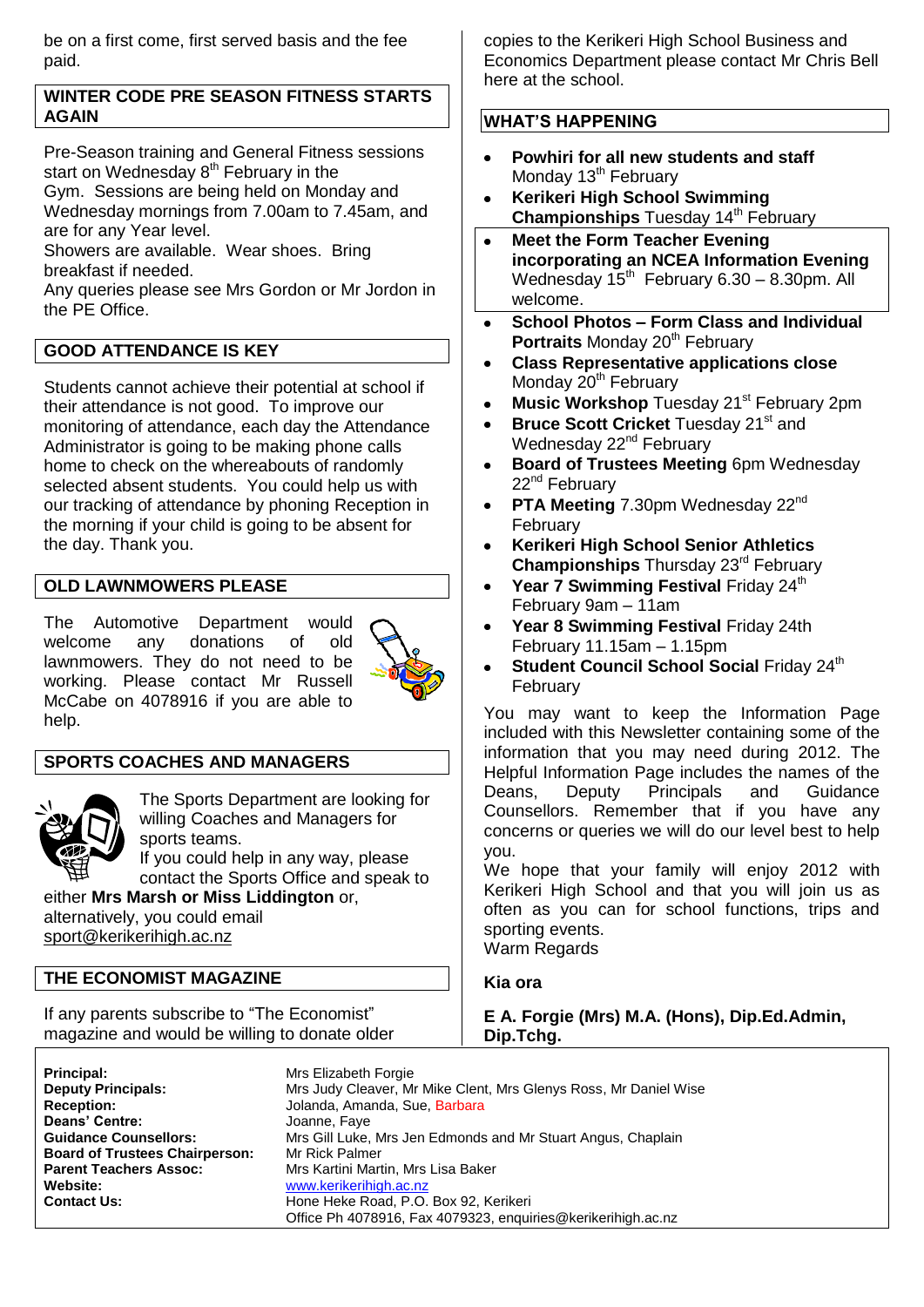be on a first come, first served basis and the fee paid.

## WINTER CODE PRE SEASON FITNESS STARTS AGAIN

Pre-Season training and General Fitness sessions start on Wednesday 8th February in the Gym. Sessions are being held on Monday and Wednesday mornings from 7.00am to 7.45am, and are for any Year level.
Showers are available. Wear shoes. Bring breakfast if needed.
Any queries please see Mrs Gordon or Mr Jordon in the PE Office.

## GOOD ATTENDANCE IS KEY

Students cannot achieve their potential at school if their attendance is not good. To improve our monitoring of attendance, each day the Attendance Administrator is going to be making phone calls home to check on the whereabouts of randomly selected absent students. You could help us with our tracking of attendance by phoning Reception in the morning if your child is going to be absent for the day. Thank you.

## OLD LAWNMOWERS PLEASE

The Automotive Department would welcome any donations of old lawnmowers. They do not need to be working. Please contact Mr Russell McCabe on 4078916 if you are able to help.

## SPORTS COACHES AND MANAGERS

The Sports Department are looking for willing Coaches and Managers for sports teams.
If you could help in any way, please contact the Sports Office and speak to either **Mrs Marsh or Miss Liddington** or, alternatively, you could email sport@kerikerihigh.ac.nz

## THE ECONOMIST MAGAZINE

If any parents subscribe to "The Economist" magazine and would be willing to donate older copies to the Kerikeri High School Business and Economics Department please contact Mr Chris Bell here at the school.

## WHAT'S HAPPENING

- **Powhiri for all new students and staff** Monday 13th February
- **Kerikeri High School Swimming Championships** Tuesday 14th February
- **Meet the Form Teacher Evening incorporating an NCEA Information Evening** Wednesday 15th February 6.30 – 8.30pm. All welcome.
- **School Photos – Form Class and Individual Portraits** Monday 20th February
- **Class Representative applications close** Monday 20th February
- **Music Workshop** Tuesday 21st February 2pm
- **Bruce Scott Cricket** Tuesday 21st and Wednesday 22nd February
- **Board of Trustees Meeting** 6pm Wednesday 22nd February
- **PTA Meeting** 7.30pm Wednesday 22nd February
- **Kerikeri High School Senior Athletics Championships** Thursday 23rd February
- **Year 7 Swimming Festival** Friday 24th February 9am – 11am
- **Year 8 Swimming Festival** Friday 24th February 11.15am – 1.15pm
- **Student Council School Social** Friday 24th February

You may want to keep the Information Page included with this Newsletter containing some of the information that you may need during 2012. The Helpful Information Page includes the names of the Deans, Deputy Principals and Guidance Counsellors. Remember that if you have any concerns or queries we will do our level best to help you.
We hope that your family will enjoy 2012 with Kerikeri High School and that you will join us as often as you can for school functions, trips and sporting events.
Warm Regards

**Kia ora**

**E A. Forgie (Mrs) M.A. (Hons), Dip.Ed.Admin, Dip.Tchg.**

| | |
|---|---|
| **Principal:** | Mrs Elizabeth Forgie |
| **Deputy Principals:** | Mrs Judy Cleaver, Mr Mike Clent, Mrs Glenys Ross, Mr Daniel Wise |
| **Reception:** | Jolanda, Amanda, Sue, Barbara |
| **Deans' Centre:** | Joanne, Faye |
| **Guidance Counsellors:** | Mrs Gill Luke, Mrs Jen Edmonds and Mr Stuart Angus, Chaplain |
| **Board of Trustees Chairperson:** | Mr Rick Palmer |
| **Parent Teachers Assoc:** | Mrs Kartini Martin, Mrs Lisa Baker |
| **Website:** | www.kerikerihigh.ac.nz |
| **Contact Us:** | Hone Heke Road, P.O. Box 92, Kerikeri<br>Office Ph 4078916, Fax 4079323, enquiries@kerikerihigh.ac.nz |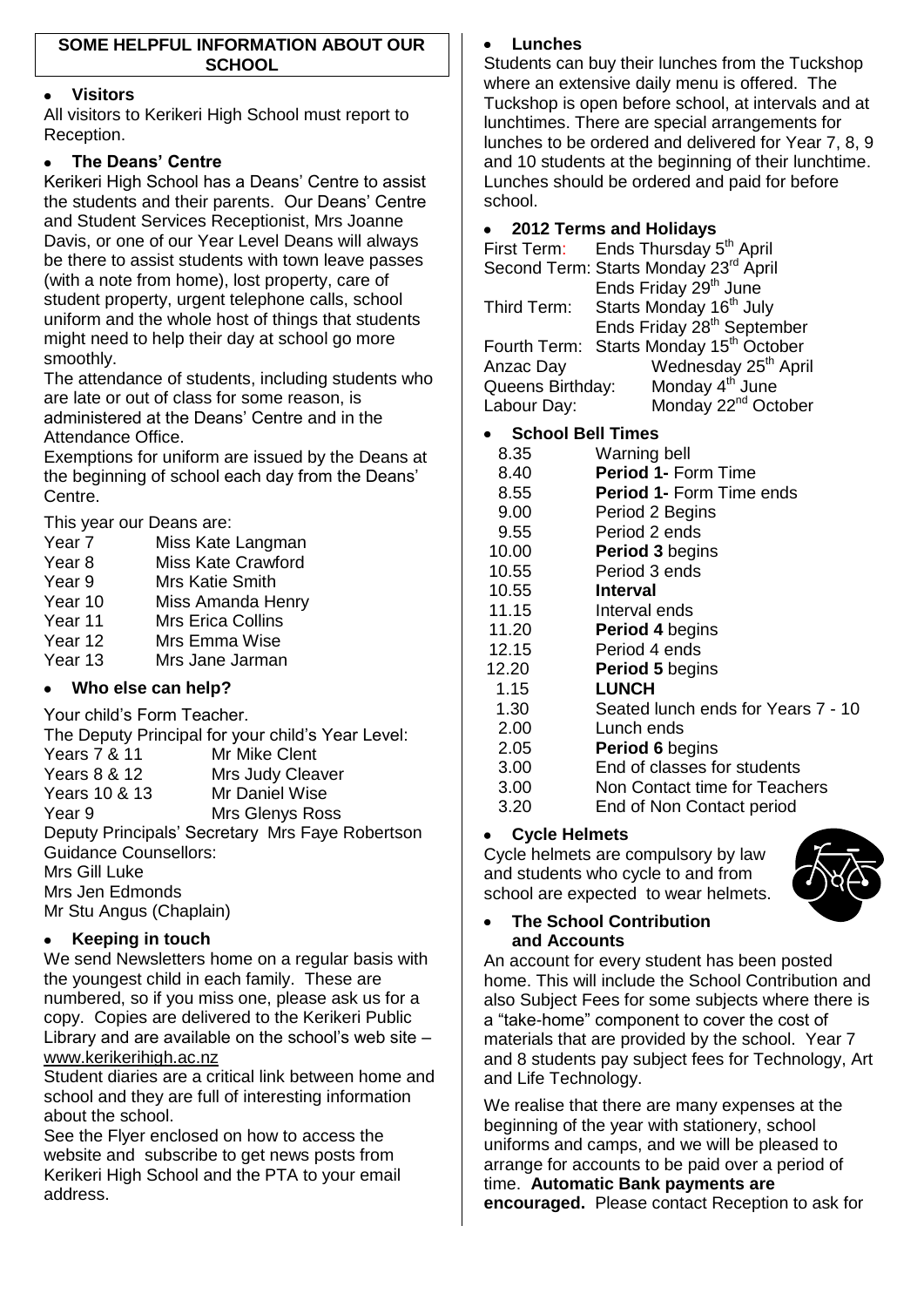## SOME HELPFUL INFORMATION ABOUT OUR SCHOOL

- **Visitors**

All visitors to Kerikeri High School must report to Reception.

- **The Deans' Centre**

Kerikeri High School has a Deans' Centre to assist the students and their parents. Our Deans' Centre and Student Services Receptionist, Mrs Joanne Davis, or one of our Year Level Deans will always be there to assist students with town leave passes (with a note from home), lost property, care of student property, urgent telephone calls, school uniform and the whole host of things that students might need to help their day at school go more smoothly.

The attendance of students, including students who are late or out of class for some reason, is administered at the Deans' Centre and in the Attendance Office.

Exemptions for uniform are issued by the Deans at the beginning of school each day from the Deans' Centre.

This year our Deans are:

| | |
|---|---|
| Year 7 | Miss Kate Langman |
| Year 8 | Miss Kate Crawford |
| Year 9 | Mrs Katie Smith |
| Year 10 | Miss Amanda Henry |
| Year 11 | Mrs Erica Collins |
| Year 12 | Mrs Emma Wise |
| Year 13 | Mrs Jane Jarman |

- **Who else can help?**

Your child's Form Teacher.

The Deputy Principal for your child's Year Level:

| | |
|---|---|
| Years 7 & 11 | Mr Mike Clent |
| Years 8 & 12 | Mrs Judy Cleaver |
| Years 10 & 13 | Mr Daniel Wise |
| Year 9 | Mrs Glenys Ross |

Deputy Principals' Secretary Mrs Faye Robertson

Guidance Counsellors:

Mrs Gill Luke

Mrs Jen Edmonds

Mr Stu Angus (Chaplain)

- **Keeping in touch**

We send Newsletters home on a regular basis with the youngest child in each family. These are numbered, so if you miss one, please ask us for a copy. Copies are delivered to the Kerikeri Public Library and are available on the school's web site – www.kerikerihigh.ac.nz

Student diaries are a critical link between home and school and they are full of interesting information about the school.

See the Flyer enclosed on how to access the website and subscribe to get news posts from Kerikeri High School and the PTA to your email address.

- **Lunches**

Students can buy their lunches from the Tuckshop where an extensive daily menu is offered. The Tuckshop is open before school, at intervals and at lunchtimes. There are special arrangements for lunches to be ordered and delivered for Year 7, 8, 9 and 10 students at the beginning of their lunchtime. Lunches should be ordered and paid for before school.

- **2012 Terms and Holidays**

| | |
|---|---|
| First Term: | Ends Thursday 5th April |
| Second Term: | Starts Monday 23rd April |
| | Ends Friday 29th June |
| Third Term: | Starts Monday 16th July |
| | Ends Friday 28th September |
| Fourth Term: | Starts Monday 15th October |
| Anzac Day | Wednesday 25th April |
| Queens Birthday: | Monday 4th June |
| Labour Day: | Monday 22nd October |

- **School Bell Times**

| | |
|---|---|
| 8.35 | Warning bell |
| 8.40 | **Period 1-** Form Time |
| 8.55 | **Period 1-** Form Time ends |
| 9.00 | Period 2 Begins |
| 9.55 | Period 2 ends |
| 10.00 | **Period 3** begins |
| 10.55 | Period 3 ends |
| 10.55 | **Interval** |
| 11.15 | Interval ends |
| 11.20 | **Period 4** begins |
| 12.15 | Period 4 ends |
| 12.20 | **Period 5** begins |
| 1.15 | **LUNCH** |
| 1.30 | Seated lunch ends for Years 7 - 10 |
| 2.00 | Lunch ends |
| 2.05 | **Period 6** begins |
| 3.00 | End of classes for students |
| 3.00 | Non Contact time for Teachers |
| 3.20 | End of Non Contact period |

- **Cycle Helmets**

Cycle helmets are compulsory by law and students who cycle to and from school are expected to wear helmets.

- **The School Contribution and Accounts**

An account for every student has been posted home. This will include the School Contribution and also Subject Fees for some subjects where there is a "take-home" component to cover the cost of materials that are provided by the school. Year 7 and 8 students pay subject fees for Technology, Art and Life Technology.

We realise that there are many expenses at the beginning of the year with stationery, school uniforms and camps, and we will be pleased to arrange for accounts to be paid over a period of time. **Automatic Bank payments are encouraged.** Please contact Reception to ask for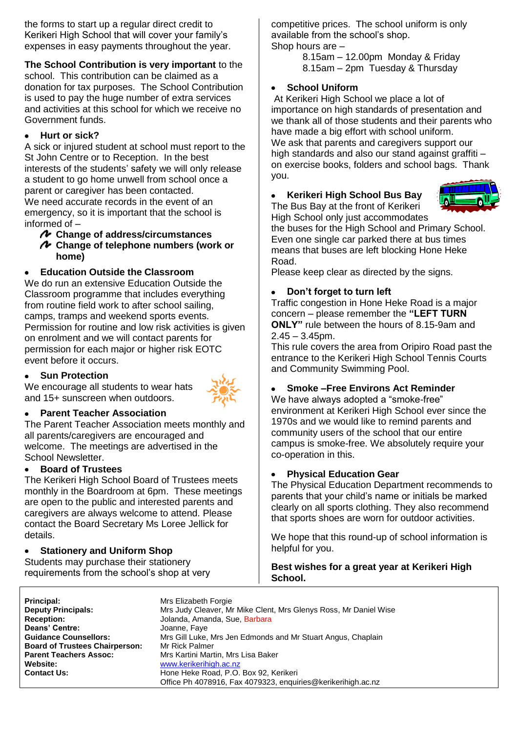the forms to start up a regular direct credit to Kerikeri High School that will cover your family's expenses in easy payments throughout the year.

**The School Contribution is very important** to the school. This contribution can be claimed as a donation for tax purposes. The School Contribution is used to pay the huge number of extra services and activities at this school for which we receive no Government funds.

- **Hurt or sick?**

A sick or injured student at school must report to the St John Centre or to Reception. In the best interests of the students' safety we will only release a student to go home unwell from school once a parent or caregiver has been contacted.
We need accurate records in the event of an emergency, so it is important that the school is informed of –

- **Change of address/circumstances**
- **Change of telephone numbers (work or home)**

- **Education Outside the Classroom**

We do run an extensive Education Outside the Classroom programme that includes everything from routine field work to after school sailing, camps, tramps and weekend sports events. Permission for routine and low risk activities is given on enrolment and we will contact parents for permission for each major or higher risk EOTC event before it occurs.

- **Sun Protection**

We encourage all students to wear hats and 15+ sunscreen when outdoors.

- **Parent Teacher Association**

The Parent Teacher Association meets monthly and all parents/caregivers are encouraged and welcome. The meetings are advertised in the School Newsletter.

- **Board of Trustees**

The Kerikeri High School Board of Trustees meets monthly in the Boardroom at 6pm. These meetings are open to the public and interested parents and caregivers are always welcome to attend. Please contact the Board Secretary Ms Loree Jellick for details.

- **Stationery and Uniform Shop**

Students may purchase their stationery requirements from the school's shop at very competitive prices. The school uniform is only available from the school's shop.
Shop hours are –

8.15am – 12.00pm Monday & Friday
8.15am – 2pm Tuesday & Thursday

- **School Uniform**

At Kerikeri High School we place a lot of importance on high standards of presentation and we thank all of those students and their parents who have made a big effort with school uniform.
We ask that parents and caregivers support our high standards and also our stand against graffiti – on exercise books, folders and school bags. Thank you.

- **Kerikeri High School Bus Bay**

The Bus Bay at the front of Kerikeri High School only just accommodates the buses for the High School and Primary School. Even one single car parked there at bus times means that buses are left blocking Hone Heke Road.
Please keep clear as directed by the signs.

- **Don't forget to turn left**

Traffic congestion in Hone Heke Road is a major concern – please remember the **"LEFT TURN ONLY"** rule between the hours of 8.15-9am and 2.45 – 3.45pm.
This rule covers the area from Oripiro Road past the entrance to the Kerikeri High School Tennis Courts and Community Swimming Pool.

- **Smoke –Free Environs Act Reminder**

We have always adopted a "smoke-free" environment at Kerikeri High School ever since the 1970s and we would like to remind parents and community users of the school that our entire campus is smoke-free. We absolutely require your co-operation in this.

- **Physical Education Gear**

The Physical Education Department recommends to parents that your child's name or initials be marked clearly on all sports clothing. They also recommend that sports shoes are worn for outdoor activities.

We hope that this round-up of school information is helpful for you.

**Best wishes for a great year at Kerikeri High School.**

| | |
|---|---|
| **Principal:** | Mrs Elizabeth Forgie |
| **Deputy Principals:** | Mrs Judy Cleaver, Mr Mike Clent, Mrs Glenys Ross, Mr Daniel Wise |
| **Reception:** | Jolanda, Amanda, Sue, Barbara |
| **Deans' Centre:** | Joanne, Faye |
| **Guidance Counsellors:** | Mrs Gill Luke, Mrs Jen Edmonds and Mr Stuart Angus, Chaplain |
| **Board of Trustees Chairperson:** | Mr Rick Palmer |
| **Parent Teachers Assoc:** | Mrs Kartini Martin, Mrs Lisa Baker |
| **Website:** | www.kerikerihigh.ac.nz |
| **Contact Us:** | Hone Heke Road, P.O. Box 92, Kerikeri<br>Office Ph 4078916, Fax 4079323, enquiries@kerikerihigh.ac.nz |